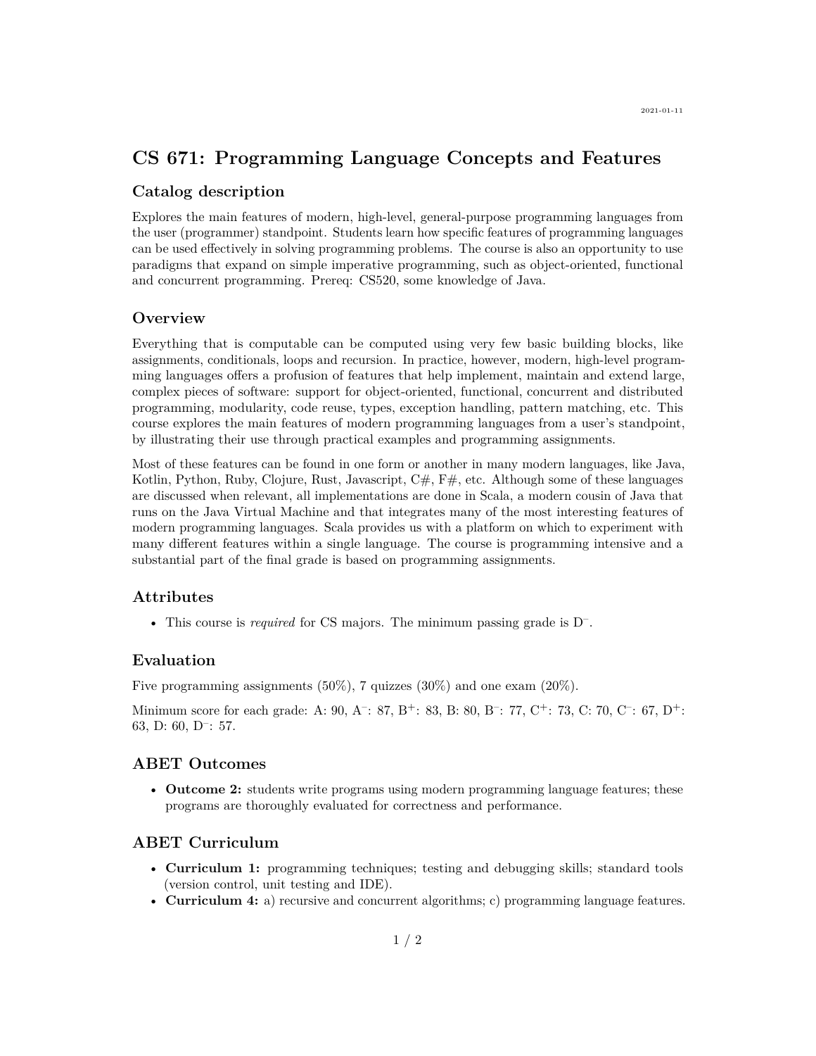2021-01-11

# CS 671: Programming Language Concepts and Features

## Catalog description

Explores the main features of modern, high-level, general-purpose programming languages from the user (programmer) standpoint. Students learn how specific features of programming languages can be used effectively in solving programming problems. The course is also an opportunity to use paradigms that expand on simple imperative programming, such as object-oriented, functional and concurrent programming. Prereq: CS520, some knowledge of Java.

## Overview

Everything that is computable can be computed using very few basic building blocks, like assignments, conditionals, loops and recursion. In practice, however, modern, high-level programming languages offers a profusion of features that help implement, maintain and extend large, complex pieces of software: support for object-oriented, functional, concurrent and distributed programming, modularity, code reuse, types, exception handling, pattern matching, etc. This course explores the main features of modern programming languages from a user's standpoint, by illustrating their use through practical examples and programming assignments.

Most of these features can be found in one form or another in many modern languages, like Java, Kotlin, Python, Ruby, Clojure, Rust, Javascript, C#, F#, etc. Although some of these languages are discussed when relevant, all implementations are done in Scala, a modern cousin of Java that runs on the Java Virtual Machine and that integrates many of the most interesting features of modern programming languages. Scala provides us with a platform on which to experiment with many different features within a single language. The course is programming intensive and a substantial part of the final grade is based on programming assignments.

## Attributes

- This course is *required* for CS majors. The minimum passing grade is D⁻.

## Evaluation

Five programming assignments (50%), 7 quizzes (30%) and one exam (20%).

Minimum score for each grade: A: 90, A⁻: 87, B⁺: 83, B: 80, B⁻: 77, C⁺: 73, C: 70, C⁻: 67, D⁺: 63, D: 60, D⁻: 57.

## ABET Outcomes

- **Outcome 2:** students write programs using modern programming language features; these programs are thoroughly evaluated for correctness and performance.

## ABET Curriculum

- **Curriculum 1:** programming techniques; testing and debugging skills; standard tools (version control, unit testing and IDE).
- **Curriculum 4:** a) recursive and concurrent algorithms; c) programming language features.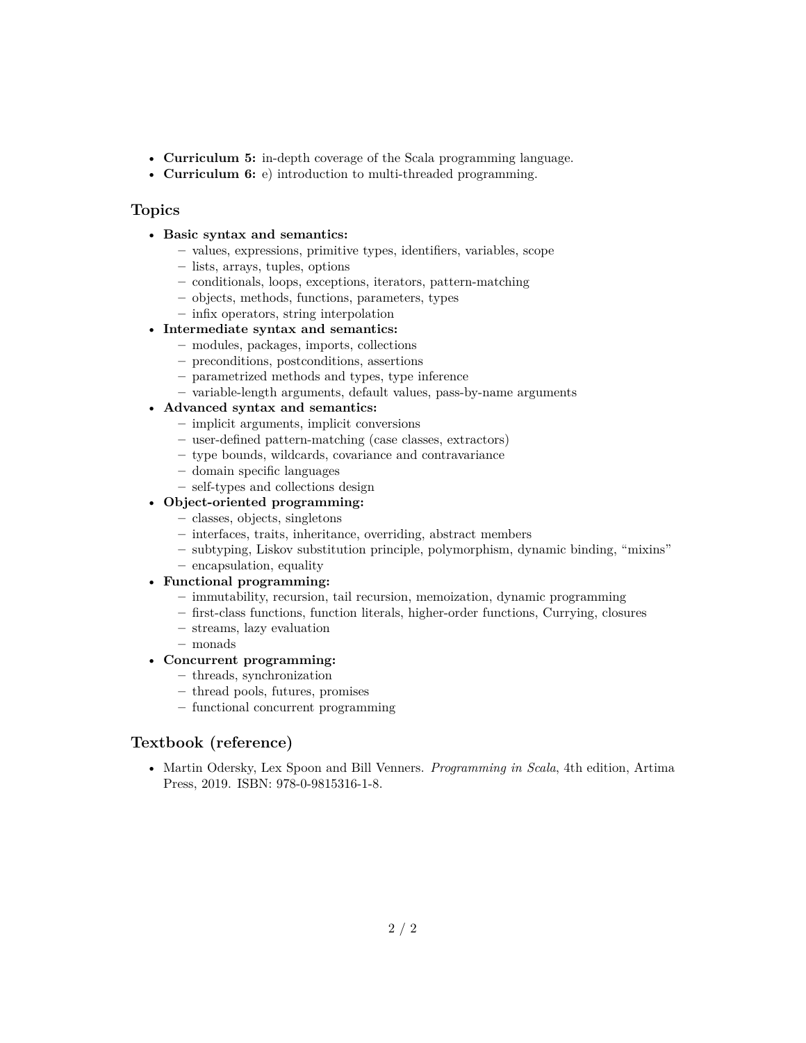- **Curriculum 5:** in-depth coverage of the Scala programming language.
- **Curriculum 6:** e) introduction to multi-threaded programming.

## Topics

- **Basic syntax and semantics:**
  - values, expressions, primitive types, identifiers, variables, scope
  - lists, arrays, tuples, options
  - conditionals, loops, exceptions, iterators, pattern-matching
  - objects, methods, functions, parameters, types
  - infix operators, string interpolation
- **Intermediate syntax and semantics:**
  - modules, packages, imports, collections
  - preconditions, postconditions, assertions
  - parametrized methods and types, type inference
  - variable-length arguments, default values, pass-by-name arguments
- **Advanced syntax and semantics:**
  - implicit arguments, implicit conversions
  - user-defined pattern-matching (case classes, extractors)
  - type bounds, wildcards, covariance and contravariance
  - domain specific languages
  - self-types and collections design
- **Object-oriented programming:**
  - classes, objects, singletons
  - interfaces, traits, inheritance, overriding, abstract members
  - subtyping, Liskov substitution principle, polymorphism, dynamic binding, "mixins"
  - encapsulation, equality
- **Functional programming:**
  - immutability, recursion, tail recursion, memoization, dynamic programming
  - first-class functions, function literals, higher-order functions, Currying, closures
  - streams, lazy evaluation
  - monads
- **Concurrent programming:**
  - threads, synchronization
  - thread pools, futures, promises
  - functional concurrent programming

## Textbook (reference)

- Martin Odersky, Lex Spoon and Bill Venners. *Programming in Scala*, 4th edition, Artima Press, 2019. ISBN: 978-0-9815316-1-8.